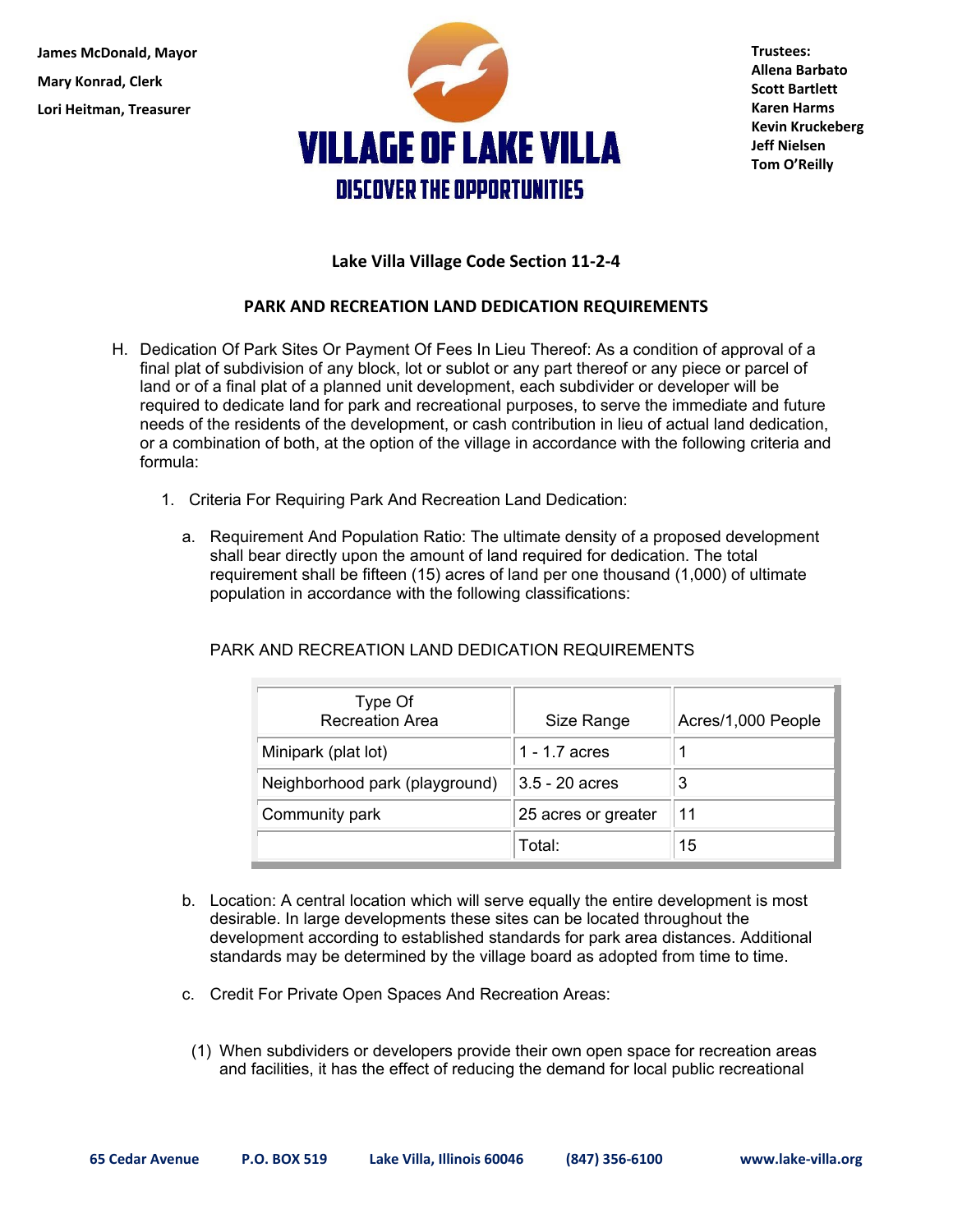James McDonald, Mayor

Mary Konrad, Clerk

Lori Heitman, Treasurer

# VILLAGE OF LAKE VILLA

## DISCOVER THE OPPORTUNITIES

Trustees:
Allena Barbato
Scott Bartlett
Karen Harms
Kevin Kruckeberg
Jeff Nielsen
Tom O'Reilly

### Lake Villa Village Code Section 11-2-4

### PARK AND RECREATION LAND DEDICATION REQUIREMENTS

H. Dedication Of Park Sites Or Payment Of Fees In Lieu Thereof: As a condition of approval of a final plat of subdivision of any block, lot or sublot or any part thereof or any piece or parcel of land or of a final plat of a planned unit development, each subdivider or developer will be required to dedicate land for park and recreational purposes, to serve the immediate and future needs of the residents of the development, or cash contribution in lieu of actual land dedication, or a combination of both, at the option of the village in accordance with the following criteria and formula:

1. Criteria For Requiring Park And Recreation Land Dedication:

   a. Requirement And Population Ratio: The ultimate density of a proposed development shall bear directly upon the amount of land required for dedication. The total requirement shall be fifteen (15) acres of land per one thousand (1,000) of ultimate population in accordance with the following classifications:

   PARK AND RECREATION LAND DEDICATION REQUIREMENTS

   | Type Of Recreation Area | Size Range | Acres/1,000 People |
   |---|---|---|
   | Minipark (plat lot) | 1 - 1.7 acres | 1 |
   | Neighborhood park (playground) | 3.5 - 20 acres | 3 |
   | Community park | 25 acres or greater | 11 |
   | | Total: | 15 |

   b. Location: A central location which will serve equally the entire development is most desirable. In large developments these sites can be located throughout the development according to established standards for park area distances. Additional standards may be determined by the village board as adopted from time to time.

   c. Credit For Private Open Spaces And Recreation Areas:

      (1) When subdividers or developers provide their own open space for recreation areas and facilities, it has the effect of reducing the demand for local public recreational

65 Cedar Avenue P.O. BOX 519 Lake Villa, Illinois 60046 (847) 356-6100 www.lake-villa.org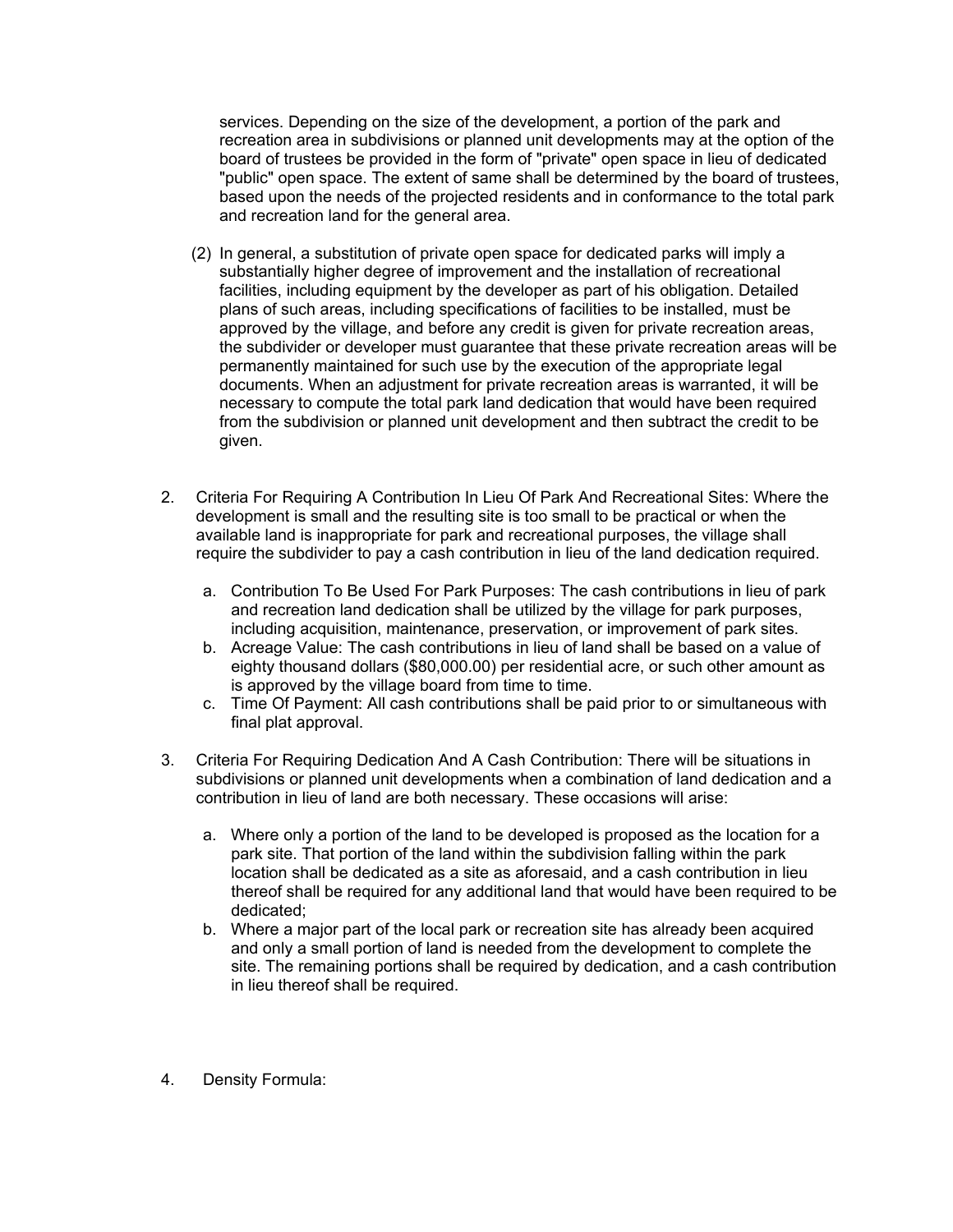services. Depending on the size of the development, a portion of the park and recreation area in subdivisions or planned unit developments may at the option of the board of trustees be provided in the form of "private" open space in lieu of dedicated "public" open space. The extent of same shall be determined by the board of trustees, based upon the needs of the projected residents and in conformance to the total park and recreation land for the general area.

(2) In general, a substitution of private open space for dedicated parks will imply a substantially higher degree of improvement and the installation of recreational facilities, including equipment by the developer as part of his obligation. Detailed plans of such areas, including specifications of facilities to be installed, must be approved by the village, and before any credit is given for private recreation areas, the subdivider or developer must guarantee that these private recreation areas will be permanently maintained for such use by the execution of the appropriate legal documents. When an adjustment for private recreation areas is warranted, it will be necessary to compute the total park land dedication that would have been required from the subdivision or planned unit development and then subtract the credit to be given.

2. Criteria For Requiring A Contribution In Lieu Of Park And Recreational Sites: Where the development is small and the resulting site is too small to be practical or when the available land is inappropriate for park and recreational purposes, the village shall require the subdivider to pay a cash contribution in lieu of the land dedication required.

   a. Contribution To Be Used For Park Purposes: The cash contributions in lieu of park and recreation land dedication shall be utilized by the village for park purposes, including acquisition, maintenance, preservation, or improvement of park sites.
   b. Acreage Value: The cash contributions in lieu of land shall be based on a value of eighty thousand dollars ($80,000.00) per residential acre, or such other amount as is approved by the village board from time to time.
   c. Time Of Payment: All cash contributions shall be paid prior to or simultaneous with final plat approval.

3. Criteria For Requiring Dedication And A Cash Contribution: There will be situations in subdivisions or planned unit developments when a combination of land dedication and a contribution in lieu of land are both necessary. These occasions will arise:

   a. Where only a portion of the land to be developed is proposed as the location for a park site. That portion of the land within the subdivision falling within the park location shall be dedicated as a site as aforesaid, and a cash contribution in lieu thereof shall be required for any additional land that would have been required to be dedicated;
   b. Where a major part of the local park or recreation site has already been acquired and only a small portion of land is needed from the development to complete the site. The remaining portions shall be required by dedication, and a cash contribution in lieu thereof shall be required.

4. Density Formula: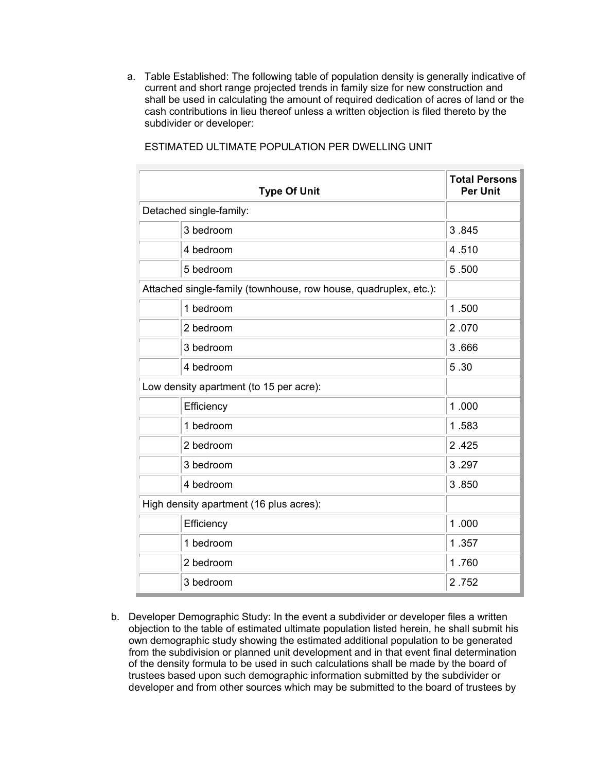a. Table Established: The following table of population density is generally indicative of current and short range projected trends in family size for new construction and shall be used in calculating the amount of required dedication of acres of land or the cash contributions in lieu thereof unless a written objection is filed thereto by the subdivider or developer:

ESTIMATED ULTIMATE POPULATION PER DWELLING UNIT

| Type Of Unit | | Total Persons Per Unit |
|---|---|---|
| Detached single-family: | | |
| | 3 bedroom | 3 .845 |
| | 4 bedroom | 4 .510 |
| | 5 bedroom | 5 .500 |
| Attached single-family (townhouse, row house, quadruplex, etc.): | | |
| | 1 bedroom | 1 .500 |
| | 2 bedroom | 2 .070 |
| | 3 bedroom | 3 .666 |
| | 4 bedroom | 5 .30 |
| Low density apartment (to 15 per acre): | | |
| | Efficiency | 1 .000 |
| | 1 bedroom | 1 .583 |
| | 2 bedroom | 2 .425 |
| | 3 bedroom | 3 .297 |
| | 4 bedroom | 3 .850 |
| High density apartment (16 plus acres): | | |
| | Efficiency | 1 .000 |
| | 1 bedroom | 1 .357 |
| | 2 bedroom | 1 .760 |
| | 3 bedroom | 2 .752 |

b. Developer Demographic Study: In the event a subdivider or developer files a written objection to the table of estimated ultimate population listed herein, he shall submit his own demographic study showing the estimated additional population to be generated from the subdivision or planned unit development and in that event final determination of the density formula to be used in such calculations shall be made by the board of trustees based upon such demographic information submitted by the subdivider or developer and from other sources which may be submitted to the board of trustees by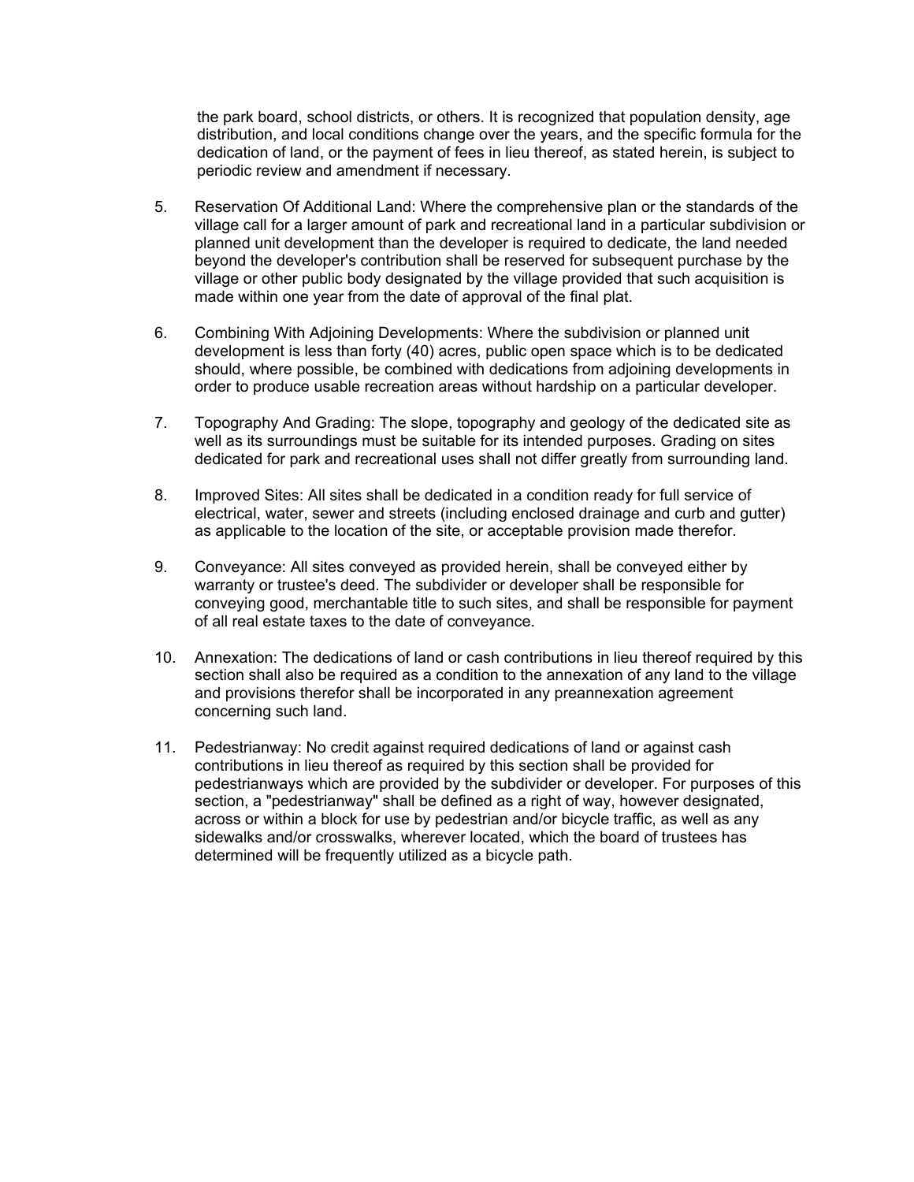the park board, school districts, or others. It is recognized that population density, age distribution, and local conditions change over the years, and the specific formula for the dedication of land, or the payment of fees in lieu thereof, as stated herein, is subject to periodic review and amendment if necessary.

5. Reservation Of Additional Land: Where the comprehensive plan or the standards of the village call for a larger amount of park and recreational land in a particular subdivision or planned unit development than the developer is required to dedicate, the land needed beyond the developer's contribution shall be reserved for subsequent purchase by the village or other public body designated by the village provided that such acquisition is made within one year from the date of approval of the final plat.

6. Combining With Adjoining Developments: Where the subdivision or planned unit development is less than forty (40) acres, public open space which is to be dedicated should, where possible, be combined with dedications from adjoining developments in order to produce usable recreation areas without hardship on a particular developer.

7. Topography And Grading: The slope, topography and geology of the dedicated site as well as its surroundings must be suitable for its intended purposes. Grading on sites dedicated for park and recreational uses shall not differ greatly from surrounding land.

8. Improved Sites: All sites shall be dedicated in a condition ready for full service of electrical, water, sewer and streets (including enclosed drainage and curb and gutter) as applicable to the location of the site, or acceptable provision made therefor.

9. Conveyance: All sites conveyed as provided herein, shall be conveyed either by warranty or trustee's deed. The subdivider or developer shall be responsible for conveying good, merchantable title to such sites, and shall be responsible for payment of all real estate taxes to the date of conveyance.

10. Annexation: The dedications of land or cash contributions in lieu thereof required by this section shall also be required as a condition to the annexation of any land to the village and provisions therefor shall be incorporated in any preannexation agreement concerning such land.

11. Pedestrianway: No credit against required dedications of land or against cash contributions in lieu thereof as required by this section shall be provided for pedestrianways which are provided by the subdivider or developer. For purposes of this section, a "pedestrianway" shall be defined as a right of way, however designated, across or within a block for use by pedestrian and/or bicycle traffic, as well as any sidewalks and/or crosswalks, wherever located, which the board of trustees has determined will be frequently utilized as a bicycle path.